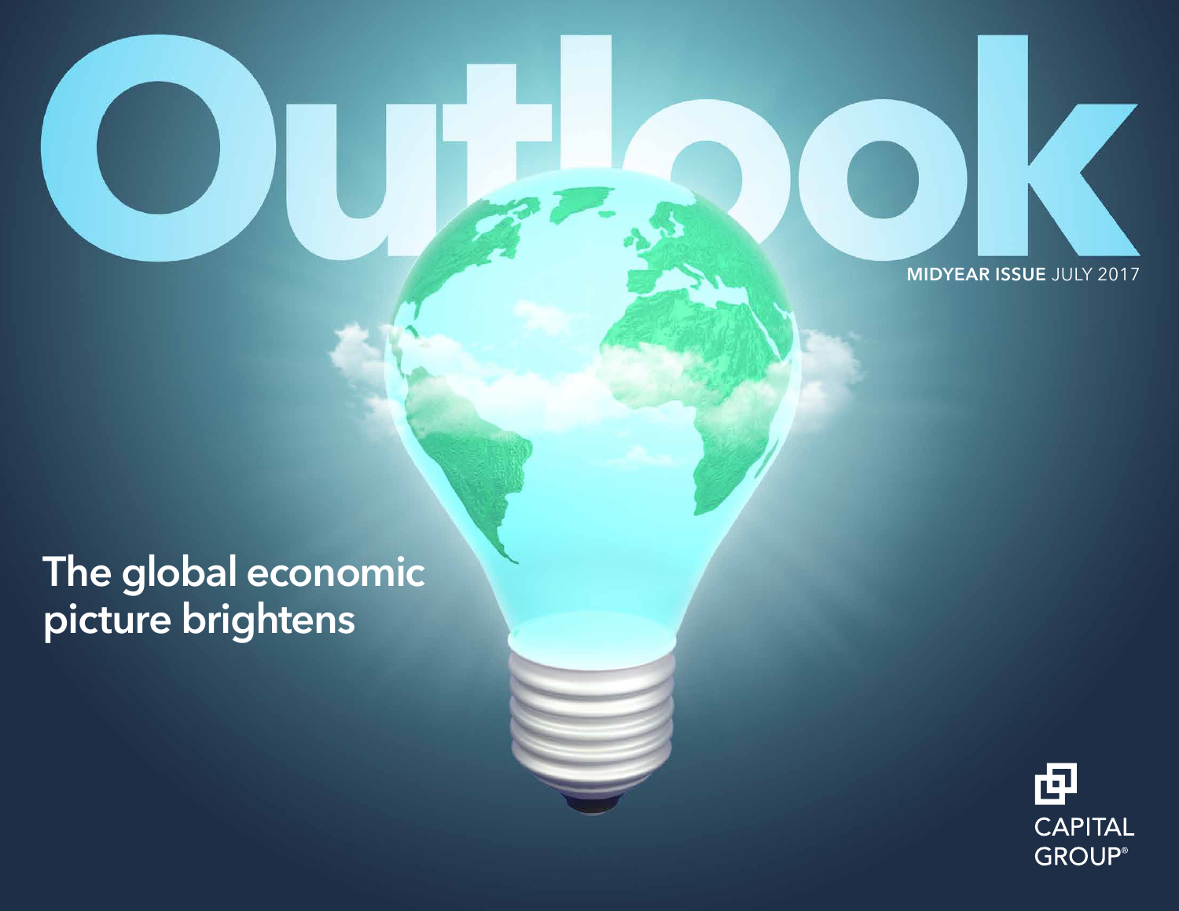# Outlook

**MIDYEAR ISSUE** JULY 2017

## The global economic picture brightens

CAPITAL GROUP®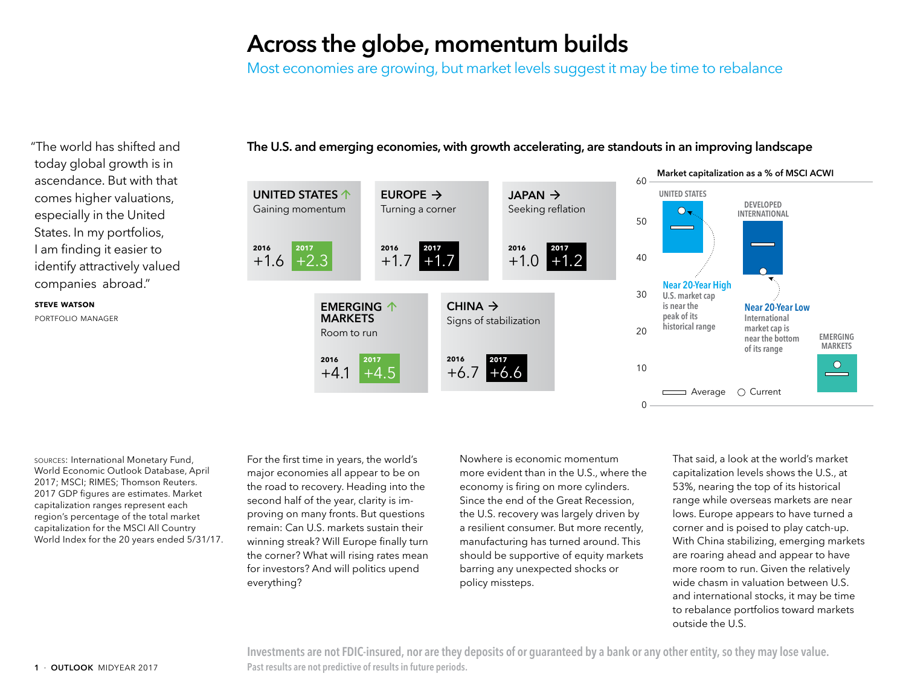# Across the globe, momentum builds

Most economies are growing, but market levels suggest it may be time to rebalance

> "The world has shifted and today global growth is in ascendance. But with that comes higher valuations, especially in the United States. In my portfolios, I am finding it easier to identify attractively valued companies abroad."
>
> **STEVE WATSON**
> PORTFOLIO MANAGER

## The U.S. and emerging economies, with growth accelerating, are standouts in an improving landscape

| Region | Outlook | 2016 | 2017 |
|---|---|---|---|
| UNITED STATES ↑ | Gaining momentum | +1.6 | +2.3 |
| EUROPE → | Turning a corner | +1.7 | +1.7 |
| JAPAN → | Seeking reflation | +1.0 | +1.2 |
| EMERGING MARKETS ↑ | Room to run | +4.1 | +4.5 |
| CHINA → | Signs of stabilization | +6.7 | +6.6 |

**Market capitalization as a % of MSCI ACWI**

- UNITED STATES — **Near 20-Year High**: U.S. market cap is near the peak of its historical range
- DEVELOPED INTERNATIONAL — **Near 20-Year Low**: International market cap is near the bottom of its range
- EMERGING MARKETS

Average / Current

SOURCES: International Monetary Fund, World Economic Outlook Database, April 2017; MSCI; RIMES; Thomson Reuters. 2017 GDP figures are estimates. Market capitalization ranges represent each region's percentage of the total market capitalization for the MSCI All Country World Index for the 20 years ended 5/31/17.

For the first time in years, the world's major economies all appear to be on the road to recovery. Heading into the second half of the year, clarity is improving on many fronts. But questions remain: Can U.S. markets sustain their winning streak? Will Europe finally turn the corner? What will rising rates mean for investors? And will politics upend everything?

Nowhere is economic momentum more evident than in the U.S., where the economy is firing on more cylinders. Since the end of the Great Recession, the U.S. recovery was largely driven by a resilient consumer. But more recently, manufacturing has turned around. This should be supportive of equity markets barring any unexpected shocks or policy missteps.

That said, a look at the world's market capitalization levels shows the U.S., at 53%, nearing the top of its historical range while overseas markets are near lows. Europe appears to have turned a corner and is poised to play catch-up. With China stabilizing, emerging markets are roaring ahead and appear to have more room to run. Given the relatively wide chasm in valuation between U.S. and international stocks, it may be time to rebalance portfolios toward markets outside the U.S.

Investments are not FDIC-insured, nor are they deposits of or guaranteed by a bank or any other entity, so they may lose value.
Past results are not predictive of results in future periods.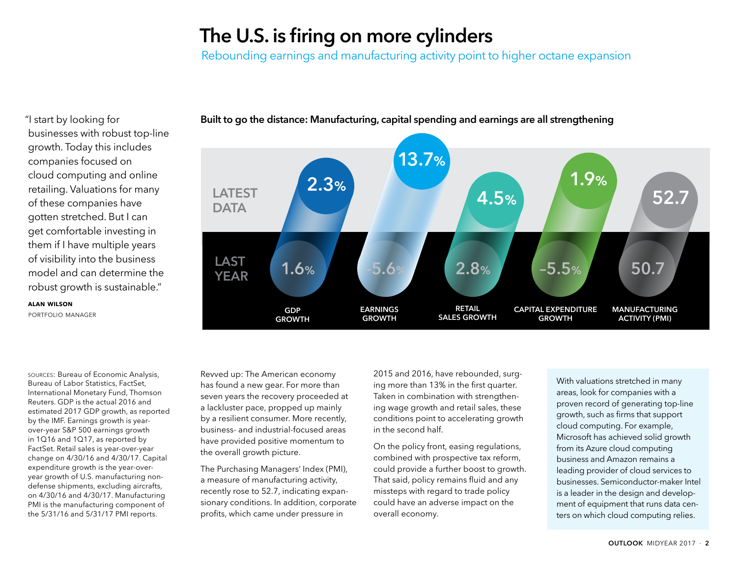# The U.S. is firing on more cylinders

Rebounding earnings and manufacturing activity point to higher octane expansion

"I start by looking for businesses with robust top-line growth. Today this includes companies focused on cloud computing and online retailing. Valuations for many of these companies have gotten stretched. But I can get comfortable investing in them if I have multiple years of visibility into the business model and can determine the robust growth is sustainable."

**ALAN WILSON**
PORTFOLIO MANAGER

**Built to go the distance: Manufacturing, capital spending and earnings are all strengthening**

| | GDP GROWTH | EARNINGS GROWTH | RETAIL SALES GROWTH | CAPITAL EXPENDITURE GROWTH | MANUFACTURING ACTIVITY (PMI) |
|---|---|---|---|---|---|
| LATEST DATA | 2.3% | 13.7% | 4.5% | 1.9% | 52.7 |
| LAST YEAR | 1.6% | -5.6% | 2.8% | -5.5% | 50.7 |

SOURCES: Bureau of Economic Analysis, Bureau of Labor Statistics, FactSet, International Monetary Fund, Thomson Reuters. GDP is the actual 2016 and estimated 2017 GDP growth, as reported by the IMF. Earnings growth is year-over-year S&P 500 earnings growth in 1Q16 and 1Q17, as reported by FactSet. Retail sales is year-over-year change on 4/30/16 and 4/30/17. Capital expenditure growth is the year-over-year growth of U.S. manufacturing non-defense shipments, excluding aircrafts, on 4/30/16 and 4/30/17. Manufacturing PMI is the manufacturing component of the 5/31/16 and 5/31/17 PMI reports.

Revved up: The American economy has found a new gear. For more than seven years the recovery proceeded at a lackluster pace, propped up mainly by a resilient consumer. More recently, business- and industrial-focused areas have provided positive momentum to the overall growth picture.

The Purchasing Managers' Index (PMI), a measure of manufacturing activity, recently rose to 52.7, indicating expansionary conditions. In addition, corporate profits, which came under pressure in 2015 and 2016, have rebounded, surging more than 13% in the first quarter. Taken in combination with strengthening wage growth and retail sales, these conditions point to accelerating growth in the second half.

On the policy front, easing regulations, combined with prospective tax reform, could provide a further boost to growth. That said, policy remains fluid and any missteps with regard to trade policy could have an adverse impact on the overall economy.

With valuations stretched in many areas, look for companies with a proven record of generating top-line growth, such as firms that support cloud computing. For example, Microsoft has achieved solid growth from its Azure cloud computing business and Amazon remains a leading provider of cloud services to businesses. Semiconductor-maker Intel is a leader in the design and development of equipment that runs data centers on which cloud computing relies.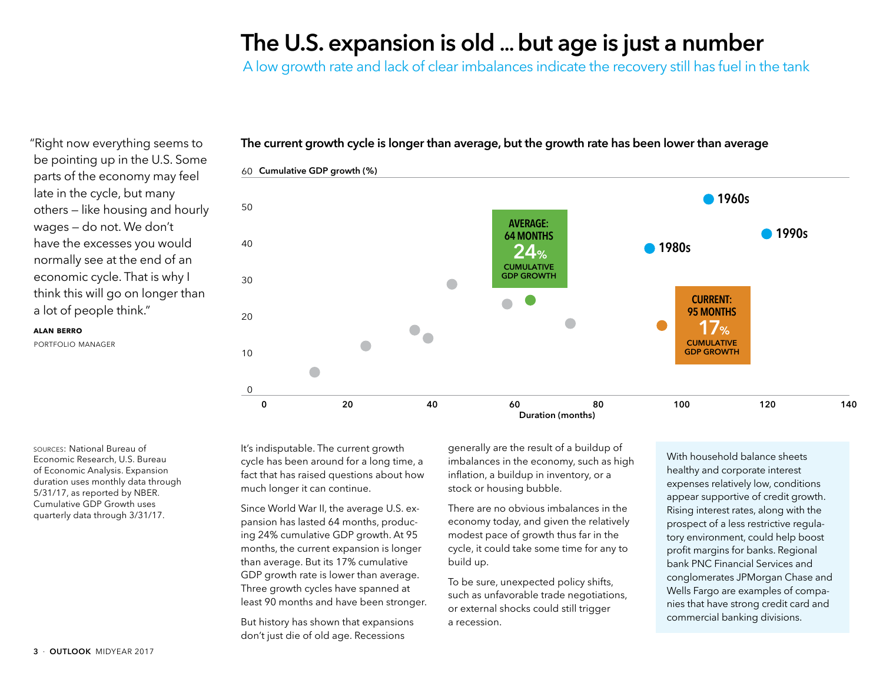# The U.S. expansion is old ... but age is just a number

A low growth rate and lack of clear imbalances indicate the recovery still has fuel in the tank

"Right now everything seems to be pointing up in the U.S. Some parts of the economy may feel late in the cycle, but many others — like housing and hourly wages — do not. We don't have the excesses you would normally see at the end of an economic cycle. That is why I think this will go on longer than a lot of people think."

**ALAN BERRO**
PORTFOLIO MANAGER

### The current growth cycle is longer than average, but the growth rate has been lower than average

**Cumulative GDP growth (%)**

AVERAGE: 64 MONTHS
24% CUMULATIVE GDP GROWTH

CURRENT: 95 MONTHS
17% CUMULATIVE GDP GROWTH

1960s
1980s
1990s

Duration (months)

SOURCES: National Bureau of Economic Research, U.S. Bureau of Economic Analysis. Expansion duration uses monthly data through 5/31/17, as reported by NBER. Cumulative GDP Growth uses quarterly data through 3/31/17.

It's indisputable. The current growth cycle has been around for a long time, a fact that has raised questions about how much longer it can continue.

Since World War II, the average U.S. expansion has lasted 64 months, producing 24% cumulative GDP growth. At 95 months, the current expansion is longer than average. But its 17% cumulative GDP growth rate is lower than average. Three growth cycles have spanned at least 90 months and have been stronger.

But history has shown that expansions don't just die of old age. Recessions generally are the result of a buildup of imbalances in the economy, such as high inflation, a buildup in inventory, or a stock or housing bubble.

There are no obvious imbalances in the economy today, and given the relatively modest pace of growth thus far in the cycle, it could take some time for any to build up.

To be sure, unexpected policy shifts, such as unfavorable trade negotiations, or external shocks could still trigger a recession.

With household balance sheets healthy and corporate interest expenses relatively low, conditions appear supportive of credit growth. Rising interest rates, along with the prospect of a less restrictive regulatory environment, could help boost profit margins for banks. Regional bank PNC Financial Services and conglomerates JPMorgan Chase and Wells Fargo are examples of companies that have strong credit card and commercial banking divisions.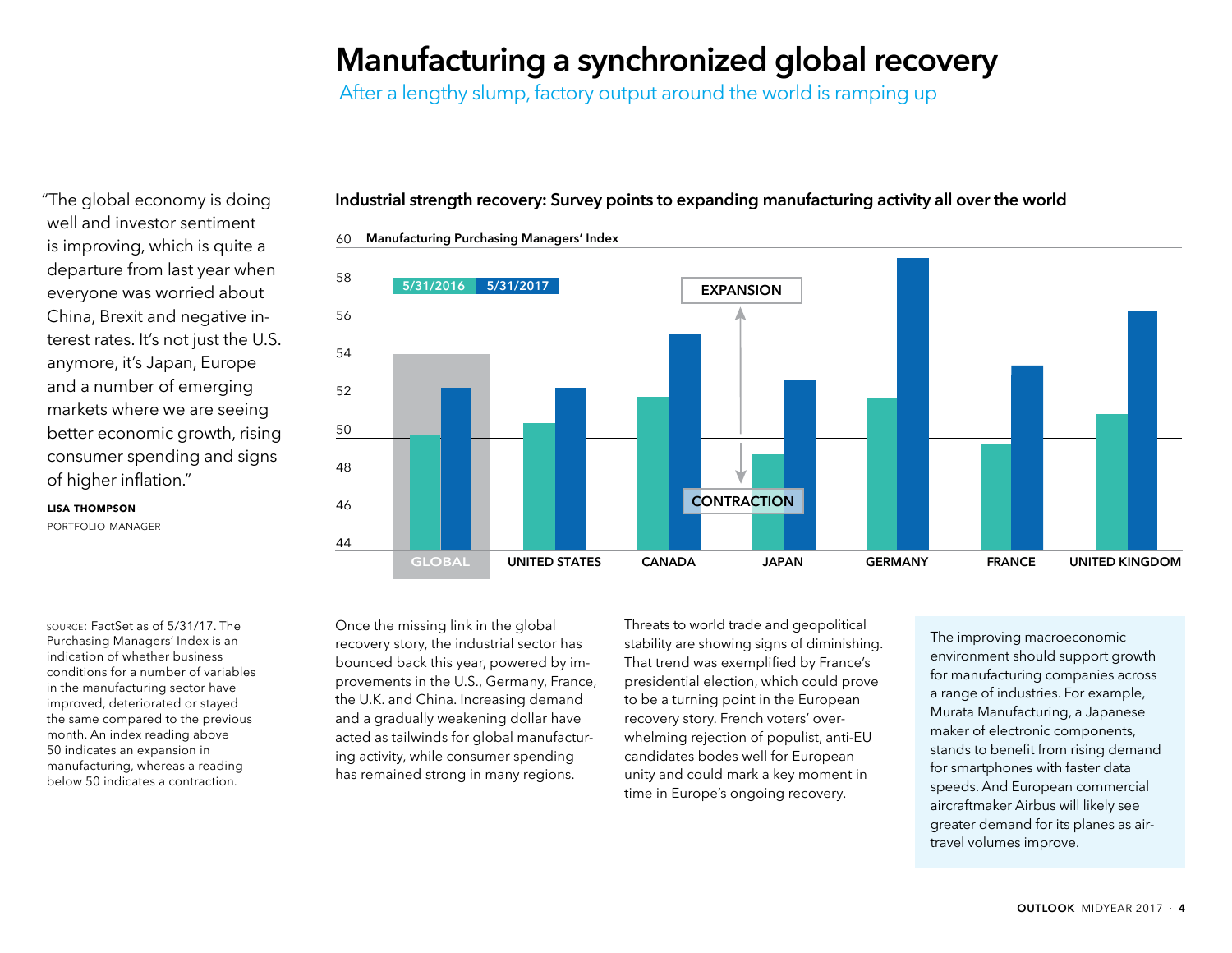# Manufacturing a synchronized global recovery

After a lengthy slump, factory output around the world is ramping up

"The global economy is doing well and investor sentiment is improving, which is quite a departure from last year when everyone was worried about China, Brexit and negative interest rates. It's not just the U.S. anymore, it's Japan, Europe and a number of emerging markets where we are seeing better economic growth, rising consumer spending and signs of higher inflation."

**LISA THOMPSON**
PORTFOLIO MANAGER

**Industrial strength recovery: Survey points to expanding manufacturing activity all over the world**

**Manufacturing Purchasing Managers' Index**

5/31/2016 | 5/31/2017

EXPANSION

CONTRACTION

GLOBAL | UNITED STATES | CANADA | JAPAN | GERMANY | FRANCE | UNITED KINGDOM

SOURCE: FactSet as of 5/31/17. The Purchasing Managers' Index is an indication of whether business conditions for a number of variables in the manufacturing sector have improved, deteriorated or stayed the same compared to the previous month. An index reading above 50 indicates an expansion in manufacturing, whereas a reading below 50 indicates a contraction.

Once the missing link in the global recovery story, the industrial sector has bounced back this year, powered by improvements in the U.S., Germany, France, the U.K. and China. Increasing demand and a gradually weakening dollar have acted as tailwinds for global manufacturing activity, while consumer spending has remained strong in many regions.

Threats to world trade and geopolitical stability are showing signs of diminishing. That trend was exemplified by France's presidential election, which could prove to be a turning point in the European recovery story. French voters' overwhelming rejection of populist, anti-EU candidates bodes well for European unity and could mark a key moment in time in Europe's ongoing recovery.

The improving macroeconomic environment should support growth for manufacturing companies across a range of industries. For example, Murata Manufacturing, a Japanese maker of electronic components, stands to benefit from rising demand for smartphones with faster data speeds. And European commercial aircraftmaker Airbus will likely see greater demand for its planes as air-travel volumes improve.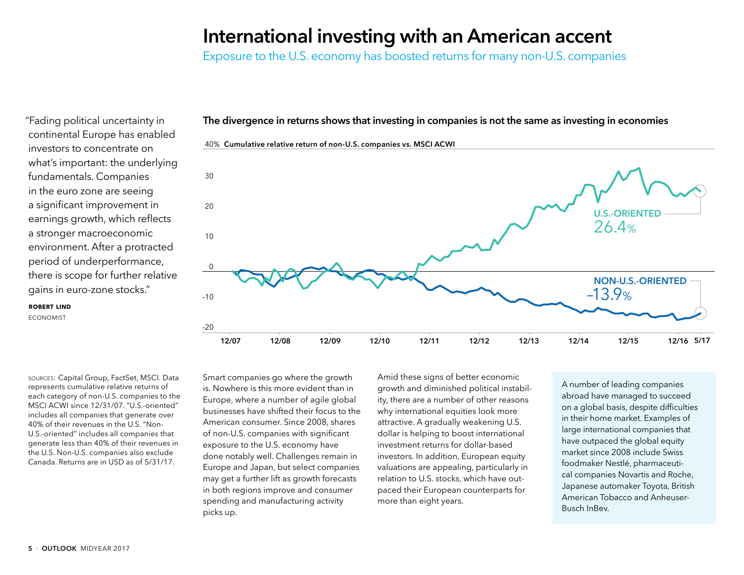# International investing with an American accent

Exposure to the U.S. economy has boosted returns for many non-U.S. companies

"Fading political uncertainty in continental Europe has enabled investors to concentrate on what's important: the underlying fundamentals. Companies in the euro zone are seeing a significant improvement in earnings growth, which reflects a stronger macroeconomic environment. After a protracted period of underperformance, there is scope for further relative gains in euro-zone stocks."

**ROBERT LIND**
ECONOMIST

### The divergence in returns shows that investing in companies is not the same as investing in economies

**Cumulative relative return of non-U.S. companies vs. MSCI ACWI**

U.S.-ORIENTED: 26.4%

NON-U.S.-ORIENTED: –13.9%

SOURCES: Capital Group, FactSet, MSCI. Data represents cumulative relative returns of each category of non-U.S. companies to the MSCI ACWI since 12/31/07. "U.S.-oriented" includes all companies that generate over 40% of their revenues in the U.S. "Non-U.S.-oriented" includes all companies that generate less than 40% of their revenues in the U.S. Non-U.S. companies also exclude Canada. Returns are in USD as of 5/31/17.

Smart companies go where the growth is. Nowhere is this more evident than in Europe, where a number of agile global businesses have shifted their focus to the American consumer. Since 2008, shares of non-U.S. companies with significant exposure to the U.S. economy have done notably well. Challenges remain in Europe and Japan, but select companies may get a further lift as growth forecasts in both regions improve and consumer spending and manufacturing activity picks up.

Amid these signs of better economic growth and diminished political instability, there are a number of other reasons why international equities look more attractive. A gradually weakening U.S. dollar is helping to boost international investment returns for dollar-based investors. In addition, European equity valuations are appealing, particularly in relation to U.S. stocks, which have outpaced their European counterparts for more than eight years.

A number of leading companies abroad have managed to succeed on a global basis, despite difficulties in their home market. Examples of large international companies that have outpaced the global equity market since 2008 include Swiss foodmaker Nestlé, pharmaceutical companies Novartis and Roche, Japanese automaker Toyota, British American Tobacco and Anheuser-Busch InBev.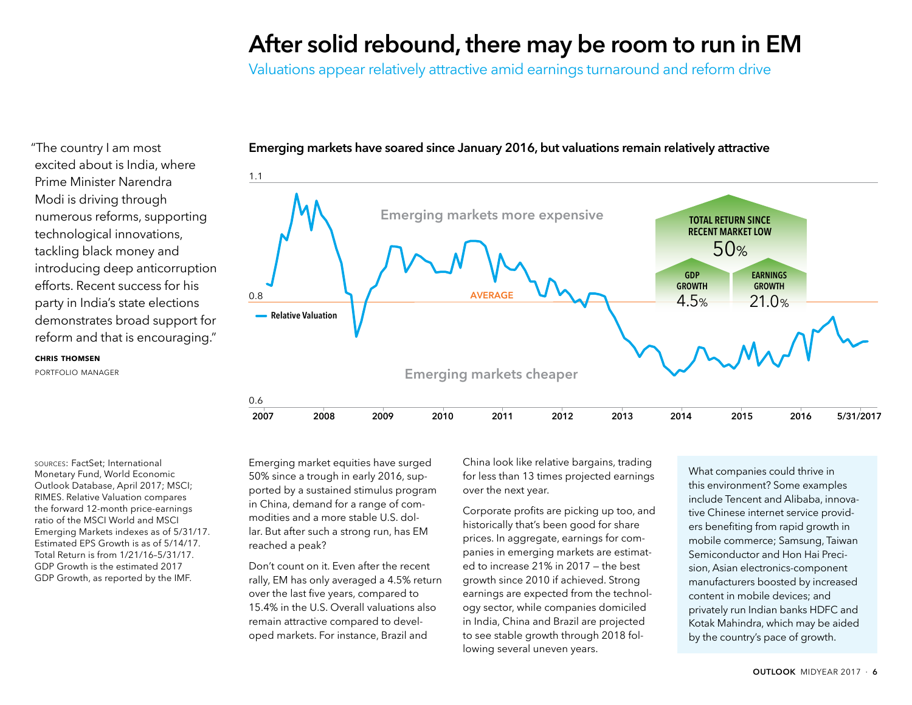# After solid rebound, there may be room to run in EM

Valuations appear relatively attractive amid earnings turnaround and reform drive

"The country I am most excited about is India, where Prime Minister Narendra Modi is driving through numerous reforms, supporting technological innovations, tackling black money and introducing deep anticorruption efforts. Recent success for his party in India's state elections demonstrates broad support for reform and that is encouraging."

**CHRIS THOMSEN**
PORTFOLIO MANAGER

**Emerging markets have soared since January 2016, but valuations remain relatively attractive**

Emerging markets more expensive

Emerging markets cheaper

AVERAGE

Relative Valuation

TOTAL RETURN SINCE RECENT MARKET LOW 50%

GDP GROWTH 4.5%

EARNINGS GROWTH 21.0%

SOURCES: FactSet; International Monetary Fund, World Economic Outlook Database, April 2017; MSCI; RIMES. Relative Valuation compares the forward 12-month price-earnings ratio of the MSCI World and MSCI Emerging Markets indexes as of 5/31/17. Estimated EPS Growth is as of 5/14/17. Total Return is from 1/21/16–5/31/17. GDP Growth is the estimated 2017 GDP Growth, as reported by the IMF.

Emerging market equities have surged 50% since a trough in early 2016, supported by a sustained stimulus program in China, demand for a range of commodities and a more stable U.S. dollar. But after such a strong run, has EM reached a peak?

Don't count on it. Even after the recent rally, EM has only averaged a 4.5% return over the last five years, compared to 15.4% in the U.S. Overall valuations also remain attractive compared to developed markets. For instance, Brazil and China look like relative bargains, trading for less than 13 times projected earnings over the next year.

Corporate profits are picking up too, and historically that's been good for share prices. In aggregate, earnings for companies in emerging markets are estimated to increase 21% in 2017 — the best growth since 2010 if achieved. Strong earnings are expected from the technology sector, while companies domiciled in India, China and Brazil are projected to see stable growth through 2018 following several uneven years.

What companies could thrive in this environment? Some examples include Tencent and Alibaba, innovative Chinese internet service providers benefiting from rapid growth in mobile commerce; Samsung, Taiwan Semiconductor and Hon Hai Precision, Asian electronics-component manufacturers boosted by increased content in mobile devices; and privately run Indian banks HDFC and Kotak Mahindra, which may be aided by the country's pace of growth.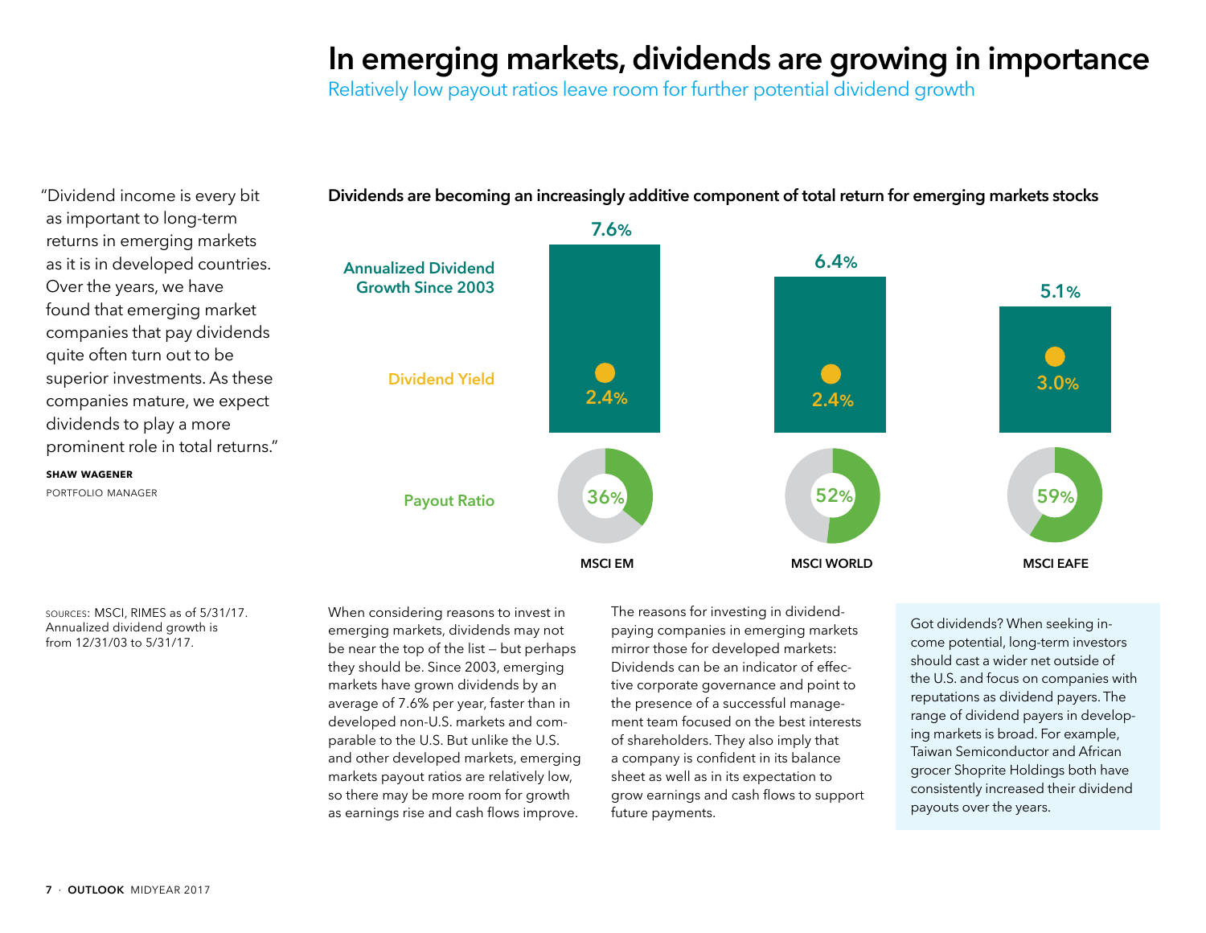# In emerging markets, dividends are growing in importance

Relatively low payout ratios leave room for further potential dividend growth

"Dividend income is every bit as important to long-term returns in emerging markets as it is in developed countries. Over the years, we have found that emerging market companies that pay dividends quite often turn out to be superior investments. As these companies mature, we expect dividends to play a more prominent role in total returns."

**SHAW WAGENER**
PORTFOLIO MANAGER

**Dividends are becoming an increasingly additive component of total return for emerging markets stocks**

| | MSCI EM | MSCI WORLD | MSCI EAFE |
|---|---|---|---|
| Annualized Dividend Growth Since 2003 | 7.6% | 6.4% | 5.1% |
| Dividend Yield | 2.4% | 2.4% | 3.0% |
| Payout Ratio | 36% | 52% | 59% |

SOURCES: MSCI, RIMES as of 5/31/17. Annualized dividend growth is from 12/31/03 to 5/31/17.

When considering reasons to invest in emerging markets, dividends may not be near the top of the list — but perhaps they should be. Since 2003, emerging markets have grown dividends by an average of 7.6% per year, faster than in developed non-U.S. markets and comparable to the U.S. But unlike the U.S. and other developed markets, emerging markets payout ratios are relatively low, so there may be more room for growth as earnings rise and cash flows improve.

The reasons for investing in dividend-paying companies in emerging markets mirror those for developed markets: Dividends can be an indicator of effective corporate governance and point to the presence of a successful management team focused on the best interests of shareholders. They also imply that a company is confident in its balance sheet as well as in its expectation to grow earnings and cash flows to support future payments.

Got dividends? When seeking income potential, long-term investors should cast a wider net outside of the U.S. and focus on companies with reputations as dividend payers. The range of dividend payers in developing markets is broad. For example, Taiwan Semiconductor and African grocer Shoprite Holdings both have consistently increased their dividend payouts over the years.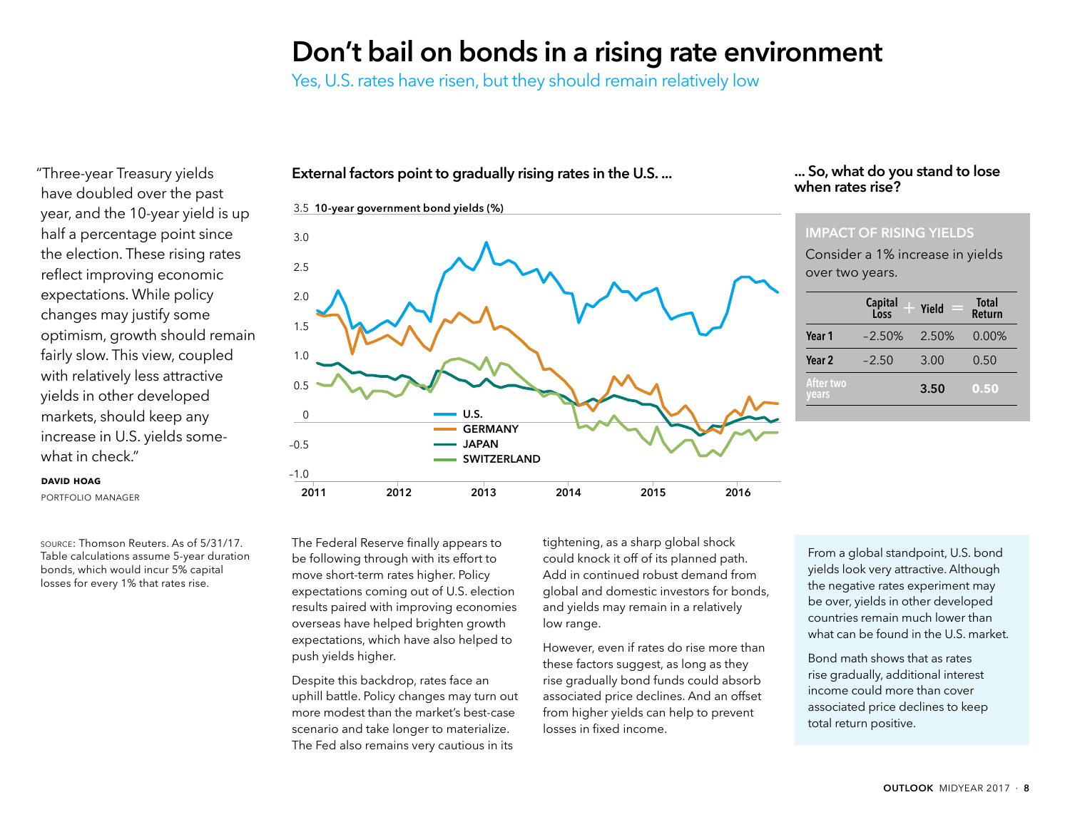# Don't bail on bonds in a rising rate environment

Yes, U.S. rates have risen, but they should remain relatively low

"Three-year Treasury yields have doubled over the past year, and the 10-year yield is up half a percentage point since the election. These rising rates reflect improving economic expectations. While policy changes may justify some optimism, growth should remain fairly slow. This view, coupled with relatively less attractive yields in other developed markets, should keep any increase in U.S. yields somewhat in check."

**DAVID HOAG**
PORTFOLIO MANAGER

SOURCE: Thomson Reuters. As of 5/31/17. Table calculations assume 5-year duration bonds, which would incur 5% capital losses for every 1% that rates rise.

## External factors point to gradually rising rates in the U.S. ...

**10-year government bond yields (%)**

U.S., GERMANY, JAPAN, SWITZERLAND — 2011 to 2016

The Federal Reserve finally appears to be following through with its effort to move short-term rates higher. Policy expectations coming out of U.S. election results paired with improving economies overseas have helped brighten growth expectations, which have also helped to push yields higher.

Despite this backdrop, rates face an uphill battle. Policy changes may turn out more modest than the market's best-case scenario and take longer to materialize. The Fed also remains very cautious in its tightening, as a sharp global shock could knock it off of its planned path. Add in continued robust demand from global and domestic investors for bonds, and yields may remain in a relatively low range.

However, even if rates do rise more than these factors suggest, as long as they rise gradually bond funds could absorb associated price declines. And an offset from higher yields can help to prevent losses in fixed income.

## ... So, what do you stand to lose when rates rise?

**IMPACT OF RISING YIELDS**

Consider a 1% increase in yields over two years.

| | Capital Loss | + Yield | = Total Return |
|---|---|---|---|
| Year 1 | –2.50% | 2.50% | 0.00% |
| Year 2 | –2.50 | 3.00 | 0.50 |
| After two years | | 3.50 | 0.50 |

From a global standpoint, U.S. bond yields look very attractive. Although the negative rates experiment may be over, yields in other developed countries remain much lower than what can be found in the U.S. market.

Bond math shows that as rates rise gradually, additional interest income could more than cover associated price declines to keep total return positive.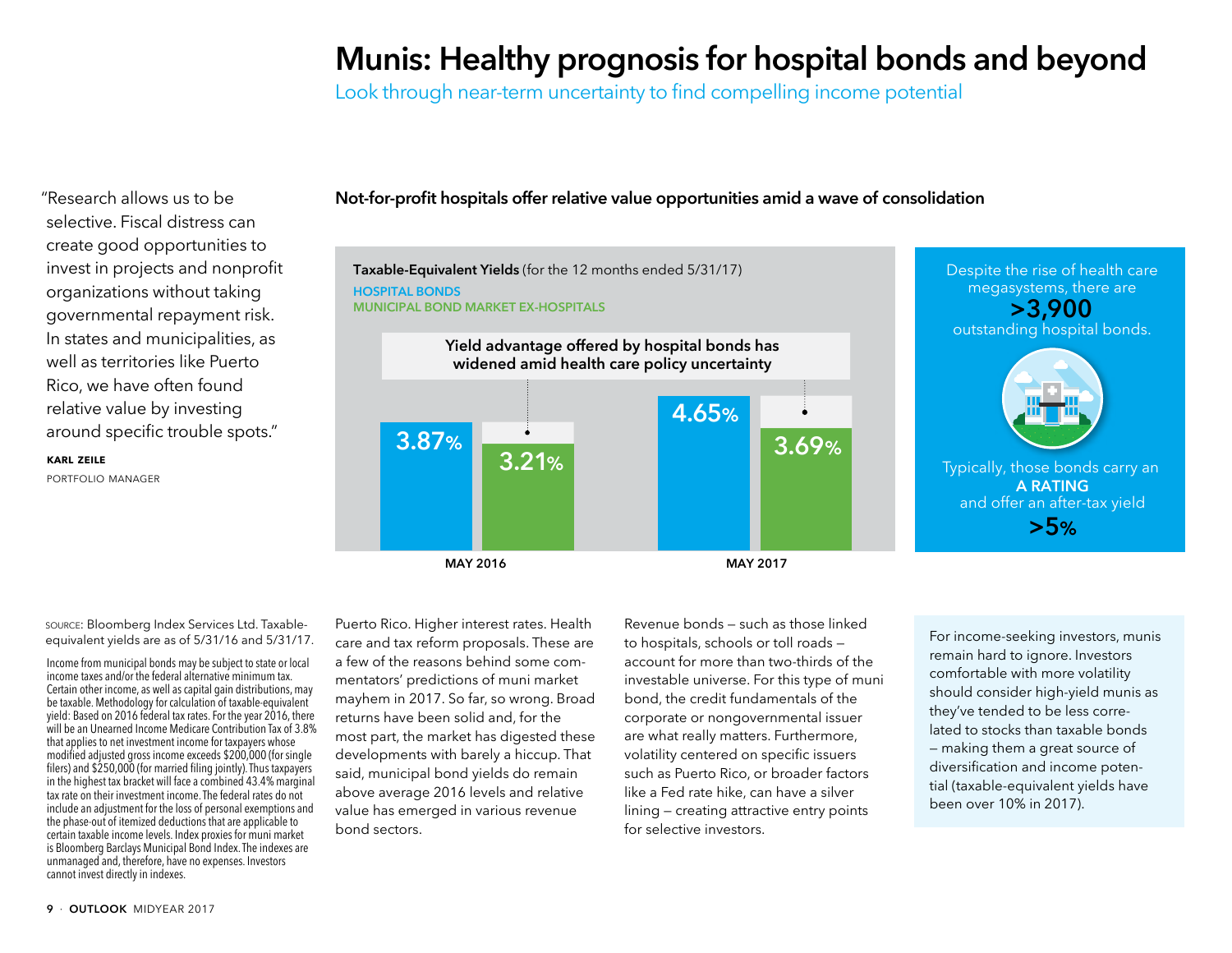# Munis: Healthy prognosis for hospital bonds and beyond

Look through near-term uncertainty to find compelling income potential

"Research allows us to be selective. Fiscal distress can create good opportunities to invest in projects and nonprofit organizations without taking governmental repayment risk. In states and municipalities, as well as territories like Puerto Rico, we have often found relative value by investing around specific trouble spots."

**KARL ZEILE**
PORTFOLIO MANAGER

## Not-for-profit hospitals offer relative value opportunities amid a wave of consolidation

**Taxable-Equivalent Yields** (for the 12 months ended 5/31/17)

HOSPITAL BONDS
MUNICIPAL BOND MARKET EX-HOSPITALS

**Yield advantage offered by hospital bonds has widened amid health care policy uncertainty**

| | Hospital Bonds | Municipal Bond Market Ex-Hospitals |
|---|---|---|
| MAY 2016 | 3.87% | 3.21% |
| MAY 2017 | 4.65% | 3.69% |

Despite the rise of health care megasystems, there are **>3,900** outstanding hospital bonds.

Typically, those bonds carry an **A RATING** and offer an after-tax yield **>5%**

SOURCE: Bloomberg Index Services Ltd. Taxable-equivalent yields are as of 5/31/16 and 5/31/17.

Income from municipal bonds may be subject to state or local income taxes and/or the federal alternative minimum tax. Certain other income, as well as capital gain distributions, may be taxable. Methodology for calculation of taxable-equivalent yield: Based on 2016 federal tax rates. For the year 2016, there will be an Unearned Income Medicare Contribution Tax of 3.8% that applies to net investment income for taxpayers whose modified adjusted gross income exceeds $200,000 (for single filers) and $250,000 (for married filing jointly). Thus taxpayers in the highest tax bracket will face a combined 43.4% marginal tax rate on their investment income. The federal rates do not include an adjustment for the loss of personal exemptions and the phase-out of itemized deductions that are applicable to certain taxable income levels. Index proxies for muni market is Bloomberg Barclays Municipal Bond Index. The indexes are unmanaged and, therefore, have no expenses. Investors cannot invest directly in indexes.

Puerto Rico. Higher interest rates. Health care and tax reform proposals. These are a few of the reasons behind some commentators' predictions of muni market mayhem in 2017. So far, so wrong. Broad returns have been solid and, for the most part, the market has digested these developments with barely a hiccup. That said, municipal bond yields do remain above average 2016 levels and relative value has emerged in various revenue bond sectors.

Revenue bonds – such as those linked to hospitals, schools or toll roads – account for more than two-thirds of the investable universe. For this type of muni bond, the credit fundamentals of the corporate or nongovernmental issuer are what really matters. Furthermore, volatility centered on specific issuers such as Puerto Rico, or broader factors like a Fed rate hike, can have a silver lining – creating attractive entry points for selective investors.

For income-seeking investors, munis remain hard to ignore. Investors comfortable with more volatility should consider high-yield munis as they've tended to be less correlated to stocks than taxable bonds – making them a great source of diversification and income potential (taxable-equivalent yields have been over 10% in 2017).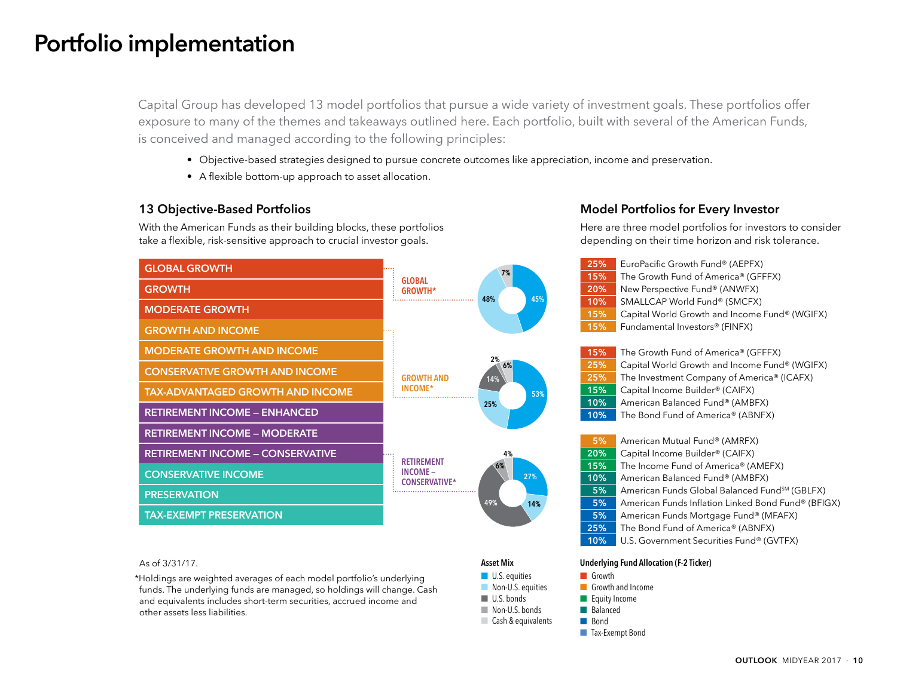# Portfolio implementation

Capital Group has developed 13 model portfolios that pursue a wide variety of investment goals. These portfolios offer exposure to many of the themes and takeaways outlined here. Each portfolio, built with several of the American Funds, is conceived and managed according to the following principles:

- Objective-based strategies designed to pursue concrete outcomes like appreciation, income and preservation.
- A flexible bottom-up approach to asset allocation.

## 13 Objective-Based Portfolios

With the American Funds as their building blocks, these portfolios take a flexible, risk-sensitive approach to crucial investor goals.

- GLOBAL GROWTH
- GROWTH
- MODERATE GROWTH
- GROWTH AND INCOME
- MODERATE GROWTH AND INCOME
- CONSERVATIVE GROWTH AND INCOME
- TAX-ADVANTAGED GROWTH AND INCOME
- RETIREMENT INCOME – ENHANCED
- RETIREMENT INCOME – MODERATE
- RETIREMENT INCOME – CONSERVATIVE
- CONSERVATIVE INCOME
- PRESERVATION
- TAX-EXEMPT PRESERVATION

**Asset Mix**

| Portfolio | U.S. equities | Non-U.S. equities | U.S. bonds | Non-U.S. bonds | Cash & equivalents |
|---|---|---|---|---|---|
| GLOBAL GROWTH* | 45% | 48% | | | 7% |
| GROWTH AND INCOME* | 53% | 25% | 14% | 2% | 6% |
| RETIREMENT INCOME – CONSERVATIVE* | 27% | 14% | 49% | 6% | 4% |

As of 3/31/17.

*Holdings are weighted averages of each model portfolio's underlying funds. The underlying funds are managed, so holdings will change. Cash and equivalents includes short-term securities, accrued income and other assets less liabilities.

## Model Portfolios for Every Investor

Here are three model portfolios for investors to consider depending on their time horizon and risk tolerance.

**Global Growth**

| Allocation | Fund | Category |
|---|---|---|
| 25% | EuroPacific Growth Fund® (AEPFX) | Growth |
| 15% | The Growth Fund of America® (GFFFX) | Growth |
| 20% | New Perspective Fund® (ANWFX) | Growth |
| 10% | SMALLCAP World Fund® (SMCFX) | Growth |
| 15% | Capital World Growth and Income Fund® (WGIFX) | Growth and Income |
| 15% | Fundamental Investors® (FINFX) | Growth and Income |

**Growth and Income**

| Allocation | Fund | Category |
|---|---|---|
| 15% | The Growth Fund of America® (GFFFX) | Growth |
| 25% | Capital World Growth and Income Fund® (WGIFX) | Growth and Income |
| 25% | The Investment Company of America® (ICAFX) | Growth and Income |
| 15% | Capital Income Builder® (CAIFX) | Equity Income |
| 10% | American Balanced Fund® (AMBFX) | Balanced |
| 10% | The Bond Fund of America® (ABNFX) | Bond |

**Retirement Income – Conservative**

| Allocation | Fund | Category |
|---|---|---|
| 5% | American Mutual Fund® (AMRFX) | Growth and Income |
| 20% | Capital Income Builder® (CAIFX) | Equity Income |
| 15% | The Income Fund of America® (AMEFX) | Equity Income |
| 10% | American Balanced Fund® (AMBFX) | Balanced |
| 5% | American Funds Global Balanced Fund℠ (GBLFX) | Balanced |
| 5% | American Funds Inflation Linked Bond Fund® (BFIGX) | Bond |
| 5% | American Funds Mortgage Fund® (MFAFX) | Bond |
| 25% | The Bond Fund of America® (ABNFX) | Bond |
| 10% | U.S. Government Securities Fund® (GVTFX) | Bond |

**Underlying Fund Allocation (F-2 Ticker)**

- Growth
- Growth and Income
- Equity Income
- Balanced
- Bond
- Tax-Exempt Bond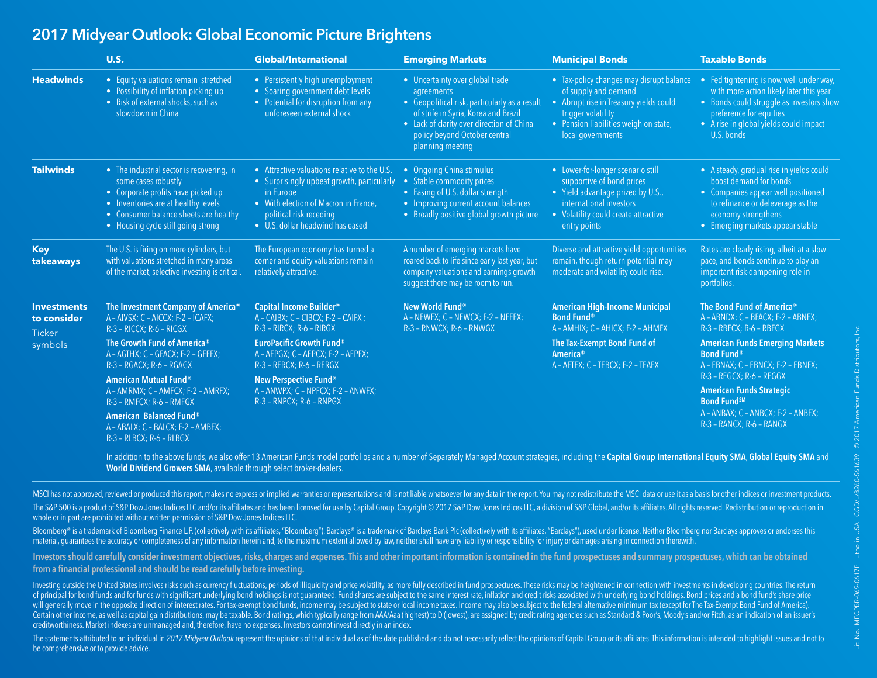# 2017 Midyear Outlook: Global Economic Picture Brightens

| | U.S. | Global/International | Emerging Markets | Municipal Bonds | Taxable Bonds |
|---|---|---|---|---|---|
| **Headwinds** | • Equity valuations remain stretched<br>• Possibility of inflation picking up<br>• Risk of external shocks, such as slowdown in China | • Persistently high unemployment<br>• Soaring government debt levels<br>• Potential for disruption from any unforeseen external shock | • Uncertainty over global trade agreements<br>• Geopolitical risk, particularly as a result of strife in Syria, Korea and Brazil<br>• Lack of clarity over direction of China policy beyond October central planning meeting | • Tax-policy changes may disrupt balance of supply and demand<br>• Abrupt rise in Treasury yields could trigger volatility<br>• Pension liabilities weigh on state, local governments | • Fed tightening is now well under way, with more action likely later this year<br>• Bonds could struggle as investors show preference for equities<br>• A rise in global yields could impact U.S. bonds |
| **Tailwinds** | • The industrial sector is recovering, in some cases robustly<br>• Corporate profits have picked up<br>• Inventories are at healthy levels<br>• Consumer balance sheets are healthy<br>• Housing cycle still going strong | • Attractive valuations relative to the U.S.<br>• Surprisingly upbeat growth, particularly in Europe<br>• With election of Macron in France, political risk receding<br>• U.S. dollar headwind has eased | • Ongoing China stimulus<br>• Stable commodity prices<br>• Easing of U.S. dollar strength<br>• Improving current account balances<br>• Broadly positive global growth picture | • Lower-for-longer scenario still supportive of bond prices<br>• Yield advantage prized by U.S., international investors<br>• Volatility could create attractive entry points | • A steady, gradual rise in yields could boost demand for bonds<br>• Companies appear well positioned to refinance or deleverage as the economy strengthens<br>• Emerging markets appear stable |
| **Key takeaways** | The U.S. is firing on more cylinders, but with valuations stretched in many areas of the market, selective investing is critical. | The European economy has turned a corner and equity valuations remain relatively attractive. | A number of emerging markets have roared back to life since early last year, but company valuations and earnings growth suggest there may be room to run. | Diverse and attractive yield opportunities remain, though return potential may moderate and volatility could rise. | Rates are clearly rising, albeit at a slow pace, and bonds continue to play an important risk-dampening role in portfolios. |
| **Investments to consider**<br>Ticker symbols | **The Investment Company of America®**<br>A – AIVSX; C – AICCX; F-2 – ICAFX; R-3 – RICCX; R-6 – RICGX<br>**The Growth Fund of America®**<br>A – AGTHX; C – GFACX; F-2 – GFFFX; R-3 – RGACX; R-6 – RGAGX<br>**American Mutual Fund®**<br>A – AMRMX; C – AMFCX; F-2 – AMRFX; R-3 – RMFCX; R-6 – RMFGX<br>**American Balanced Fund®**<br>A – ABALX; C – BALCX; F-2 – AMBFX; R-3 – RLBCX; R-6 – RLBGX | **Capital Income Builder®**<br>A – CAIBX; C – CIBCX; F-2 – CAIFX ; R-3 – RIRCX; R-6 – RIRGX<br>**EuroPacific Growth Fund®**<br>A – AEPGX; C – AEPCX; F-2 – AEPFX; R-3 – RERCX; R-6 – RERGX<br>**New Perspective Fund®**<br>A – ANWPX; C – NPFCX; F-2 – ANWFX; R-3 – RNPCX; R-6 – RNPGX | **New World Fund®**<br>A – NEWFX; C – NEWCX; F-2 – NFFFX; R-3 – RNWCX; R-6 – RNWGX | **American High-Income Municipal Bond Fund®**<br>A – AMHIX; C – AHICX; F-2 – AHMFX<br>**The Tax-Exempt Bond Fund of America®**<br>A – AFTEX; C – TEBCX; F-2 – TEAFX | **The Bond Fund of America®**<br>A – ABNDX; C – BFACX; F-2 – ABNFX; R-3 – RBFCX; R-6 – RBFGX<br>**American Funds Emerging Markets Bond Fund®**<br>A – EBNAX; C – EBNCX; F-2 – EBNFX; R-3 – REGCX; R-6 – REGGX<br>**American Funds Strategic Bond Fund℠**<br>A – ANBAX; C – ANBCX; F-2 – ANBFX; R-3 – RANCX; R-6 – RANGX |

In addition to the above funds, we also offer 13 American Funds model portfolios and a number of Separately Managed Account strategies, including the **Capital Group International Equity SMA**, **Global Equity SMA** and **World Dividend Growers SMA**, available through select broker-dealers.

MSCI has not approved, reviewed or produced this report, makes no express or implied warranties or representations and is not liable whatsoever for any data in the report. You may not redistribute the MSCI data or use it as a basis for other indices or investment products.

The S&P 500 is a product of S&P Dow Jones Indices LLC and/or its affiliates and has been licensed for use by Capital Group. Copyright © 2017 S&P Dow Jones Indices LLC, a division of S&P Global, and/or its affiliates. All rights reserved. Redistribution or reproduction in whole or in part are prohibited without written permission of S&P Dow Jones Indices LLC.

Bloomberg® is a trademark of Bloomberg Finance L.P. (collectively with its affiliates, "Bloomberg"). Barclays® is a trademark of Barclays Bank Plc (collectively with its affiliates, "Barclays"), used under license. Neither Bloomberg nor Barclays approves or endorses this material, guarantees the accuracy or completeness of any information herein and, to the maximum extent allowed by law, neither shall have any liability or responsibility for injury or damages arising in connection therewith.

**Investors should carefully consider investment objectives, risks, charges and expenses. This and other important information is contained in the fund prospectuses and summary prospectuses, which can be obtained from a financial professional and should be read carefully before investing.**

Investing outside the United States involves risks such as currency fluctuations, periods of illiquidity and price volatility, as more fully described in fund prospectuses. These risks may be heightened in connection with investments in developing countries. The return of principal for bond funds and for funds with significant underlying bond holdings is not guaranteed. Fund shares are subject to the same interest rate, inflation and credit risks associated with underlying bond holdings. Bond prices and a bond fund's share price will generally move in the opposite direction of interest rates. For tax-exempt bond funds, income may be subject to state or local income taxes. Income may also be subject to the federal alternative minimum tax (except for The Tax-Exempt Bond Fund of America). Certain other income, as well as capital gain distributions, may be taxable. Bond ratings, which typically range from AAA/Aaa (highest) to D (lowest), are assigned by credit rating agencies such as Standard & Poor's, Moody's and/or Fitch, as an indication of an issuer's creditworthiness. Market indexes are unmanaged and, therefore, have no expenses. Investors cannot invest directly in an index.

The statements attributed to an individual in *2017 Midyear Outlook* represent the opinions of that individual as of the date published and do not necessarily reflect the opinions of Capital Group or its affiliates. This information is intended to highlight issues and not to be comprehensive or to provide advice.

Lit. No. MFCPBR-069-0617P Litho in USA CGD/L/8260-S61639 © 2017 American Funds Distributors, Inc.